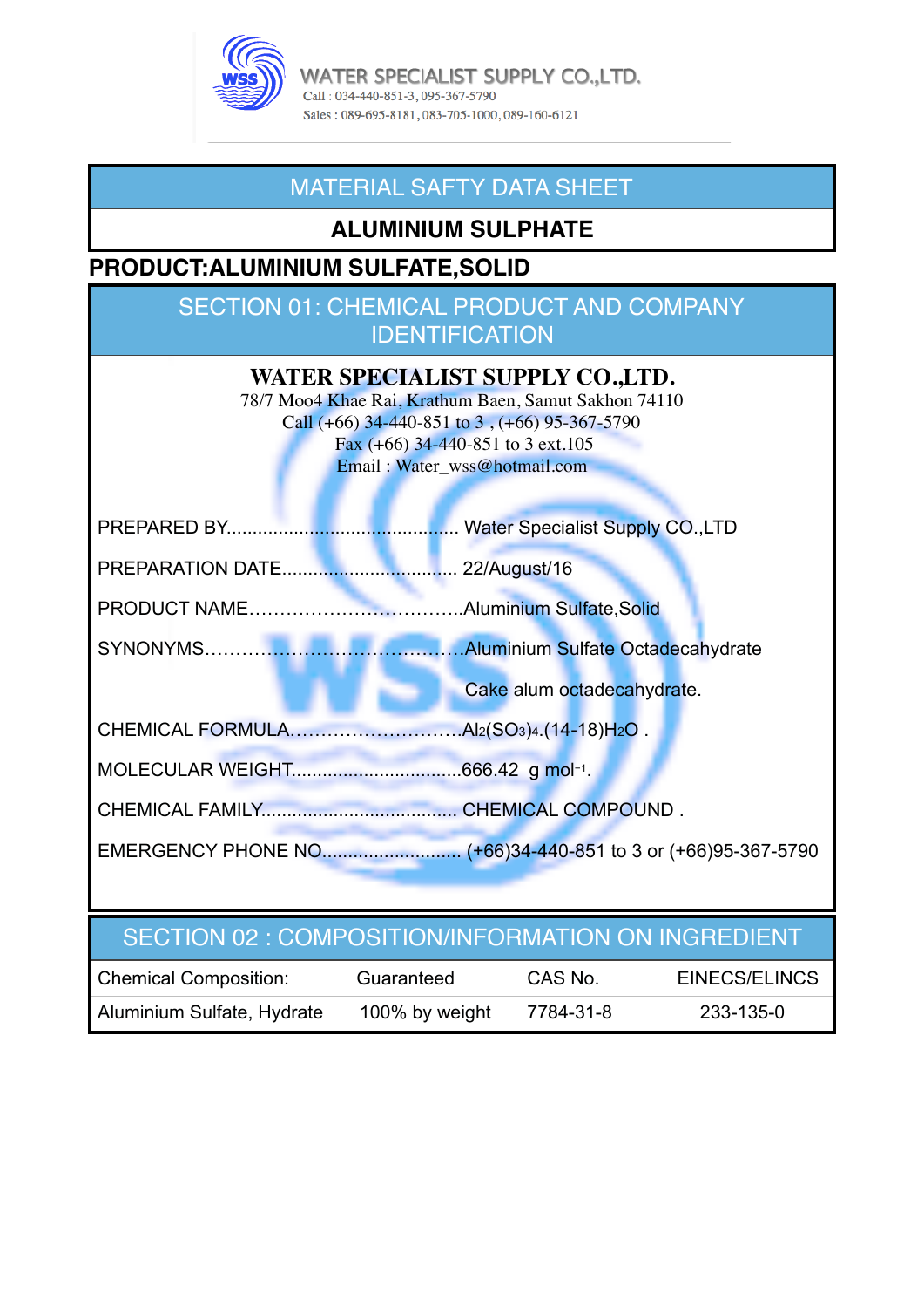WATER SPECIALIST SUPPLY CO.,LTD.
Call : 034-440-851-3, 095-367-5790
Sales : 089-695-8181, 083-705-1000, 089-160-6121

# MATERIAL SAFTY DATA SHEET

## ALUMINIUM SULPHATE

**PRODUCT:ALUMINIUM SULFATE,SOLID**

## SECTION 01: CHEMICAL PRODUCT AND COMPANY IDENTIFICATION

**WATER SPECIALIST SUPPLY CO.,LTD.**
78/7 Moo4 Khae Rai, Krathum Baen, Samut Sakhon 74110
Call (+66) 34-440-851 to 3 , (+66) 95-367-5790
Fax (+66) 34-440-851 to 3 ext.105
Email : Water_wss@hotmail.com

PREPARED BY............................................ Water Specialist Supply CO.,LTD

PREPARATION DATE.................................. 22/August/16

PRODUCT NAME……………………………..Aluminium Sulfate,Solid

SYNONYMS……………………………………Aluminium Sulfate Octadecahydrate

Cake alum octadecahydrate.

CHEMICAL FORMULA………………………..$Al_2(SO_3)_4.(14\text{-}18)H_2O$ .

MOLECULAR WEIGHT.................................666.42 g $mol^{-1}$.

CHEMICAL FAMILY..................................... CHEMICAL COMPOUND .

EMERGENCY PHONE NO........................... (+66)34-440-851 to 3 or (+66)95-367-5790

## SECTION 02 : COMPOSITION/INFORMATION ON INGREDIENT

| Chemical Composition: | Guaranteed | CAS No. | EINECS/ELINCS |
|---|---|---|---|
| Aluminium Sulfate, Hydrate | 100% by weight | 7784-31-8 | 233-135-0 |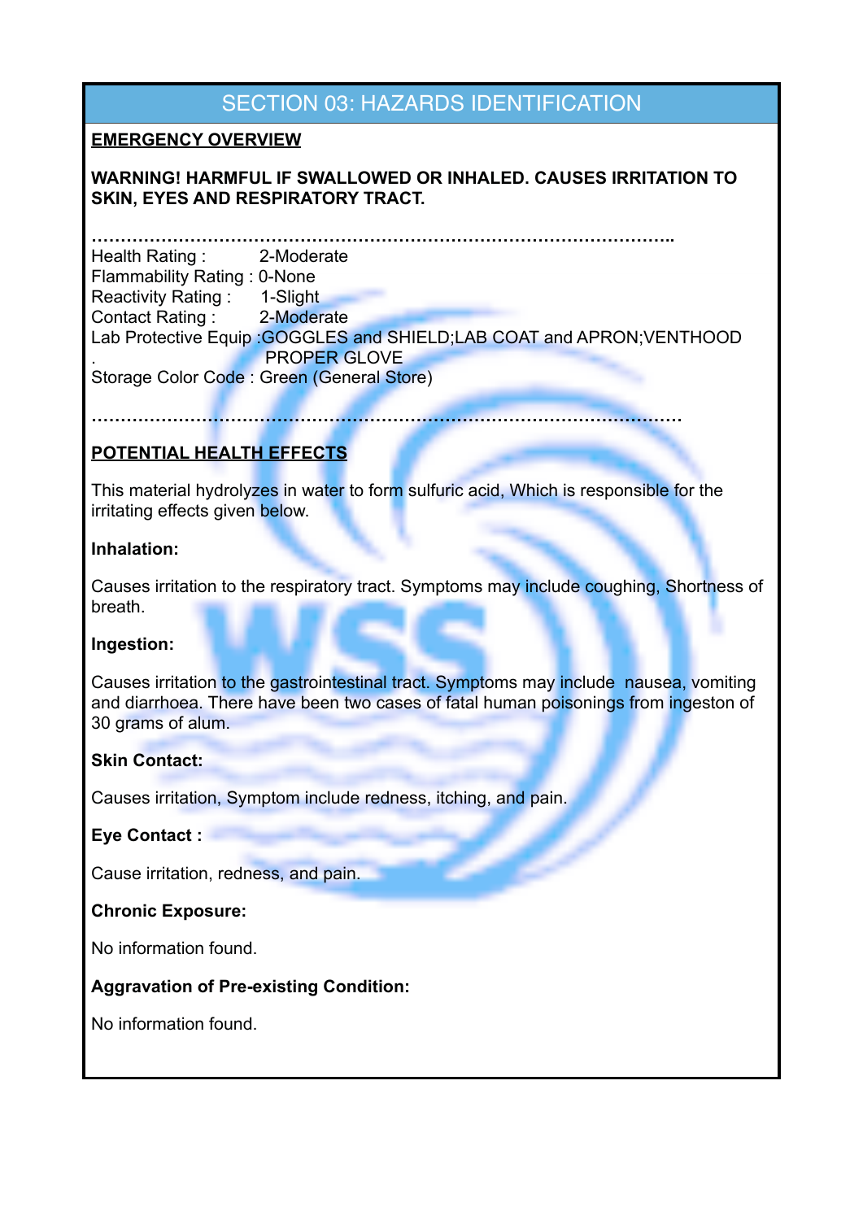## SECTION 03: HAZARDS IDENTIFICATION

**EMERGENCY OVERVIEW**

**WARNING! HARMFUL IF SWALLOWED OR INHALED. CAUSES IRRITATION TO SKIN, EYES AND RESPIRATORY TRACT.**

……………………………………………………………………………………………..

Health Rating : 2-Moderate
Flammability Rating : 0-None
Reactivity Rating : 1-Slight
Contact Rating : 2-Moderate
Lab Protective Equip :GOGGLES and SHIELD;LAB COAT and APRON;VENTHOOD
. PROPER GLOVE
Storage Color Code : Green (General Store)

……………………………………………………………………………………………..

**POTENTIAL HEALTH EFFECTS**

This material hydrolyzes in water to form sulfuric acid, Which is responsible for the irritating effects given below.

**Inhalation:**

Causes irritation to the respiratory tract. Symptoms may include coughing, Shortness of breath.

**Ingestion:**

Causes irritation to the gastrointestinal tract. Symptoms may include nausea, vomiting and diarrhoea. There have been two cases of fatal human poisonings from ingeston of 30 grams of alum.

**Skin Contact:**

Causes irritation, Symptom include redness, itching, and pain.

**Eye Contact :**

Cause irritation, redness, and pain.

**Chronic Exposure:**

No information found.

**Aggravation of Pre-existing Condition:**

No information found.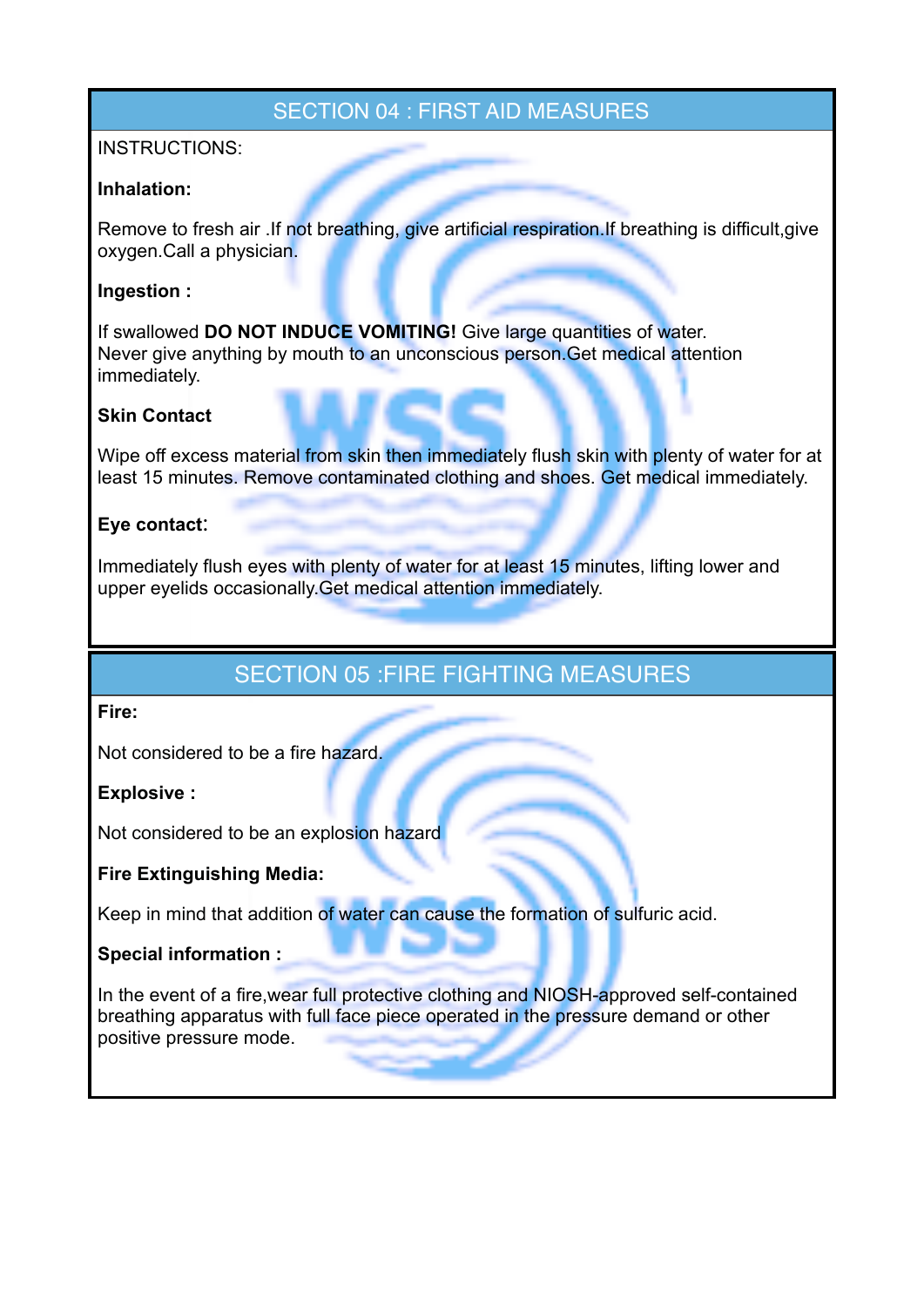## SECTION 04 : FIRST AID MEASURES

INSTRUCTIONS:

**Inhalation:**

Remove to fresh air .If not breathing, give artificial respiration.If breathing is difficult,give oxygen.Call a physician.

**Ingestion :**

If swallowed **DO NOT INDUCE VOMITING!** Give large quantities of water.
Never give anything by mouth to an unconscious person.Get medical attention immediately.

**Skin Contact**

Wipe off excess material from skin then immediately flush skin with plenty of water for at least 15 minutes. Remove contaminated clothing and shoes. Get medical immediately.

**Eye contact**:

Immediately flush eyes with plenty of water for at least 15 minutes, lifting lower and upper eyelids occasionally.Get medical attention immediately.

## SECTION 05 :FIRE FIGHTING MEASURES

**Fire:**

Not considered to be a fire hazard.

**Explosive :**

Not considered to be an explosion hazard

**Fire Extinguishing Media:**

Keep in mind that addition of water can cause the formation of sulfuric acid.

**Special information :**

In the event of a fire,wear full protective clothing and NIOSH-approved self-contained breathing apparatus with full face piece operated in the pressure demand or other positive pressure mode.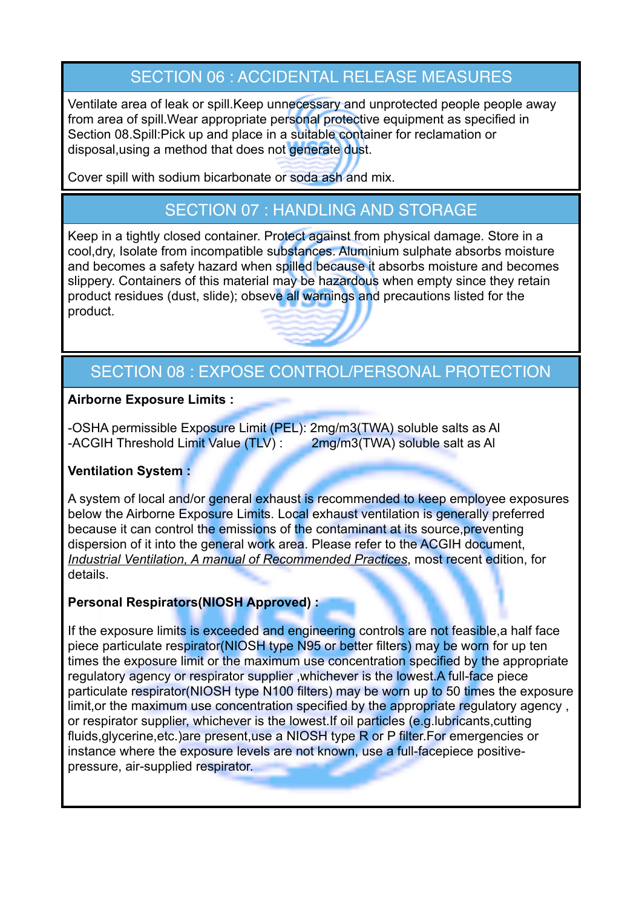## SECTION 06 : ACCIDENTAL RELEASE MEASURES

Ventilate area of leak or spill.Keep unnecessary and unprotected people people away from area of spill.Wear appropriate personal protective equipment as specified in Section 08.Spill:Pick up and place in a suitable container for reclamation or disposal,using a method that does not generate dust.

Cover spill with sodium bicarbonate or soda ash and mix.

## SECTION 07 : HANDLING AND STORAGE

Keep in a tightly closed container. Protect against from physical damage. Store in a cool,dry, Isolate from incompatible substances. Aluminium sulphate absorbs moisture and becomes a safety hazard when spilled because it absorbs moisture and becomes slippery. Containers of this material may be hazardous when empty since they retain product residues (dust, slide); obseve all warnings and precautions listed for the product.

## SECTION 08 : EXPOSE CONTROL/PERSONAL PROTECTION

**Airborne Exposure Limits :**

-OSHA permissible Exposure Limit (PEL): 2mg/m3(TWA) soluble salts as Al
-ACGIH Threshold Limit Value (TLV) : 2mg/m3(TWA) soluble salt as Al

**Ventilation System :**

A system of local and/or general exhaust is recommended to keep employee exposures below the Airborne Exposure Limits. Local exhaust ventilation is generally preferred because it can control the emissions of the contaminant at its source,preventing dispersion of it into the general work area. Please refer to the ACGIH document, *Industrial Ventilation, A manual of Recommended Practices*, most recent edition, for details.

**Personal Respirators(NIOSH Approved) :**

If the exposure limits is exceeded and engineering controls are not feasible,a half face piece particulate respirator(NIOSH type N95 or better filters) may be worn for up ten times the exposure limit or the maximum use concentration specified by the appropriate regulatory agency or respirator supplier ,whichever is the lowest.A full-face piece particulate respirator(NIOSH type N100 filters) may be worn up to 50 times the exposure limit,or the maximum use concentration specified by the appropriate regulatory agency , or respirator supplier, whichever is the lowest.If oil particles (e.g.lubricants,cutting fluids,glycerine,etc.)are present,use a NIOSH type R or P filter.For emergencies or instance where the exposure levels are not known, use a full-facepiece positive-pressure, air-supplied respirator.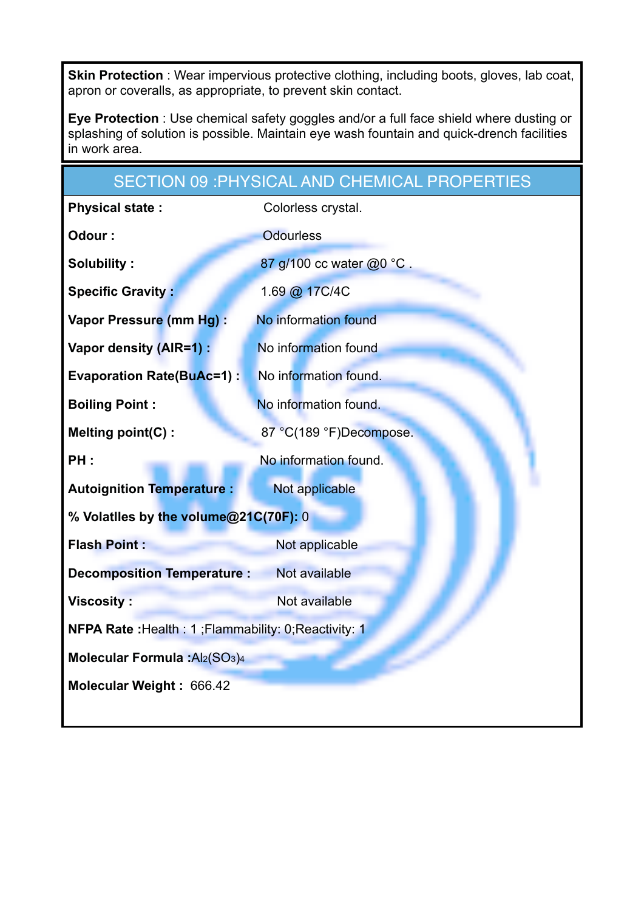**Skin Protection** : Wear impervious protective clothing, including boots, gloves, lab coat, apron or coveralls, as appropriate, to prevent skin contact.

**Eye Protection** : Use chemical safety goggles and/or a full face shield where dusting or splashing of solution is possible. Maintain eye wash fountain and quick-drench facilities in work area.

## SECTION 09 :PHYSICAL AND CHEMICAL PROPERTIES

**Physical state :** Colorless crystal.

**Odour :** Odourless

**Solubility :** 87 g/100 cc water @0 °C .

**Specific Gravity :** 1.69 @ 17C/4C

**Vapor Pressure (mm Hg) :** No information found

**Vapor density (AIR=1) :** No information found

**Evaporation Rate(BuAc=1) :** No information found.

**Boiling Point :** No information found.

**Melting point(C) :** 87 °C(189 °F)Decompose.

**PH :** No information found.

**Autoignition Temperature :** Not applicable

**% Volatlles by the volume@21C(70F):** 0

**Flash Point :** Not applicable

**Decomposition Temperature :** Not available

**Viscosity :** Not available

**NFPA Rate :**Health : 1 ;Flammability: 0;Reactivity: 1

**Molecular Formula :**$Al_2(SO_3)_4$

**Molecular Weight :** 666.42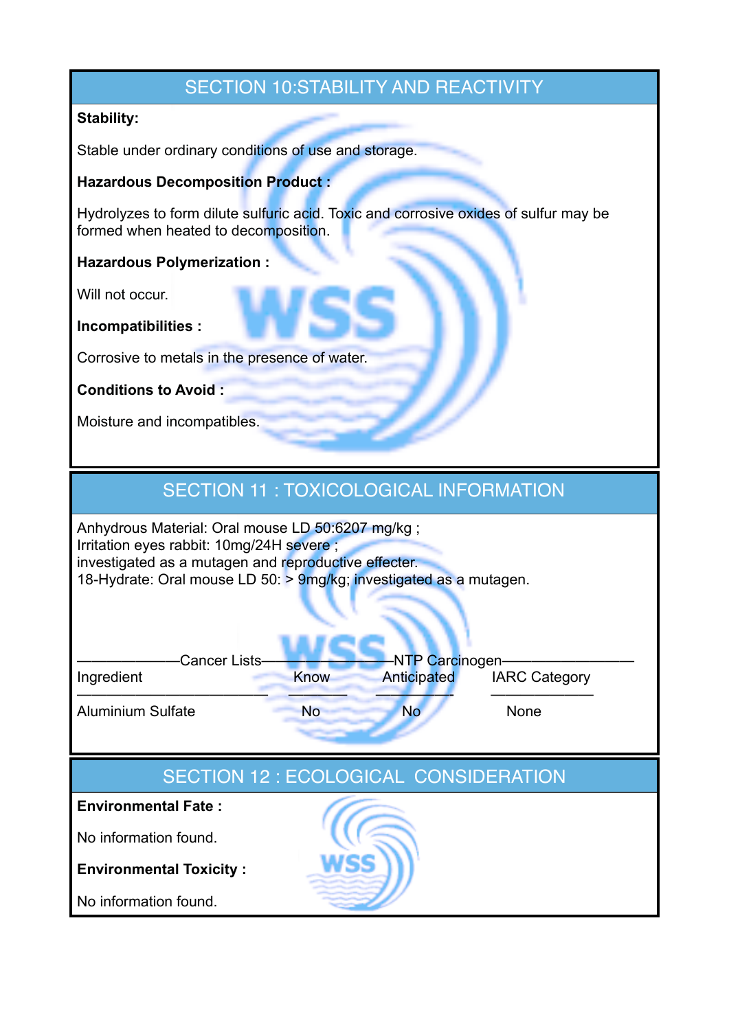## SECTION 10:STABILITY AND REACTIVITY

**Stability:**

Stable under ordinary conditions of use and storage.

**Hazardous Decomposition Product :**

Hydrolyzes to form dilute sulfuric acid. Toxic and corrosive oxides of sulfur may be formed when heated to decomposition.

**Hazardous Polymerization :**

Will not occur.

**Incompatibilities :**

Corrosive to metals in the presence of water.

**Conditions to Avoid :**

Moisture and incompatibles.

## SECTION 11 : TOXICOLOGICAL INFORMATION

Anhydrous Material: Oral mouse LD 50:6207 mg/kg ;
Irritation eyes rabbit: 10mg/24H severe ;
investigated as a mutagen and reproductive effecter.
18-Hydrate: Oral mouse LD 50: > 9mg/kg; investigated as a mutagen.

| | Cancer Lists | NTP Carcinogen | |
|---|---|---|---|
| Ingredient | Know | Anticipated | IARC Category |
| Aluminium Sulfate | No | No | None |

## SECTION 12 : ECOLOGICAL CONSIDERATION

**Environmental Fate :**

No information found.

**Environmental Toxicity :**

No information found.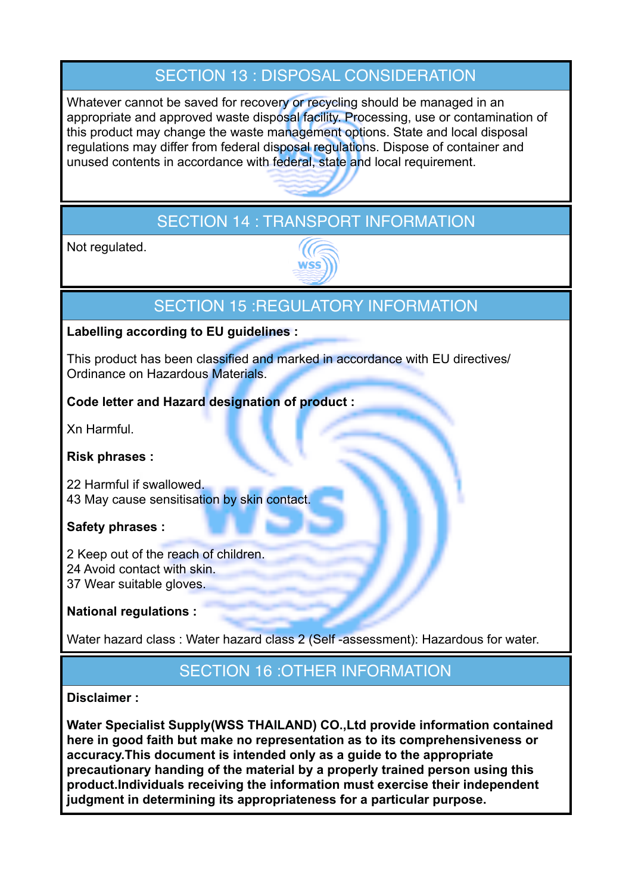## SECTION 13 : DISPOSAL CONSIDERATION

Whatever cannot be saved for recovery or recycling should be managed in an appropriate and approved waste disposal facility. Processing, use or contamination of this product may change the waste management options. State and local disposal regulations may differ from federal disposal regulations. Dispose of container and unused contents in accordance with federal, state and local requirement.

## SECTION 14 : TRANSPORT INFORMATION

Not regulated.

## SECTION 15 :REGULATORY INFORMATION

**Labelling according to EU guidelines :**

This product has been classified and marked in accordance with EU directives/ Ordinance on Hazardous Materials.

**Code letter and Hazard designation of product :**

Xn Harmful.

**Risk phrases :**

22 Harmful if swallowed.
43 May cause sensitisation by skin contact.

**Safety phrases :**

2 Keep out of the reach of children.
24 Avoid contact with skin.
37 Wear suitable gloves.

**National regulations :**

Water hazard class : Water hazard class 2 (Self -assessment): Hazardous for water.

## SECTION 16 :OTHER INFORMATION

**Disclaimer :**

**Water Specialist Supply(WSS THAILAND) CO.,Ltd provide information contained here in good faith but make no representation as to its comprehensiveness or accuracy.This document is intended only as a guide to the appropriate precautionary handing of the material by a properly trained person using this product.Individuals receiving the information must exercise their independent judgment in determining its appropriateness for a particular purpose.**